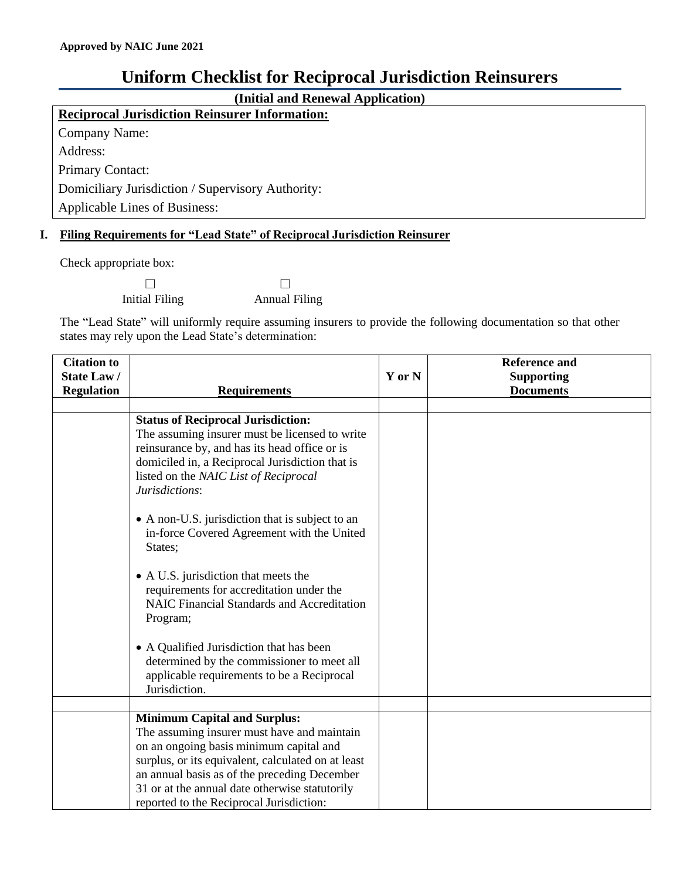**Approved by NAIC June 2021**

# Uniform Checklist for Reciprocal Jurisdiction Reinsurers

**(Initial and Renewal Application)**

| **Reciprocal Jurisdiction Reinsurer Information:** |
|---|
| Company Name: |
| Address: |
| Primary Contact: |
| Domiciliary Jurisdiction / Supervisory Authority: |
| Applicable Lines of Business: |

## I. Filing Requirements for "Lead State" of Reciprocal Jurisdiction Reinsurer

Check appropriate box:

☐ Initial Filing ☐ Annual Filing

The "Lead State" will uniformly require assuming insurers to provide the following documentation so that other states may rely upon the Lead State's determination:

| Citation to State Law / Regulation | Requirements | Y or N | Reference and Supporting Documents |
|---|---|---|---|
| | | | |
| | **Status of Reciprocal Jurisdiction:** The assuming insurer must be licensed to write reinsurance by, and has its head office or is domiciled in, a Reciprocal Jurisdiction that is listed on the *NAIC List of Reciprocal Jurisdictions*:<br><br>• A non-U.S. jurisdiction that is subject to an in-force Covered Agreement with the United States;<br><br>• A U.S. jurisdiction that meets the requirements for accreditation under the NAIC Financial Standards and Accreditation Program;<br><br>• A Qualified Jurisdiction that has been determined by the commissioner to meet all applicable requirements to be a Reciprocal Jurisdiction. | | |
| | | | |
| | **Minimum Capital and Surplus:** The assuming insurer must have and maintain on an ongoing basis minimum capital and surplus, or its equivalent, calculated on at least an annual basis as of the preceding December 31 or at the annual date otherwise statutorily reported to the Reciprocal Jurisdiction: | | |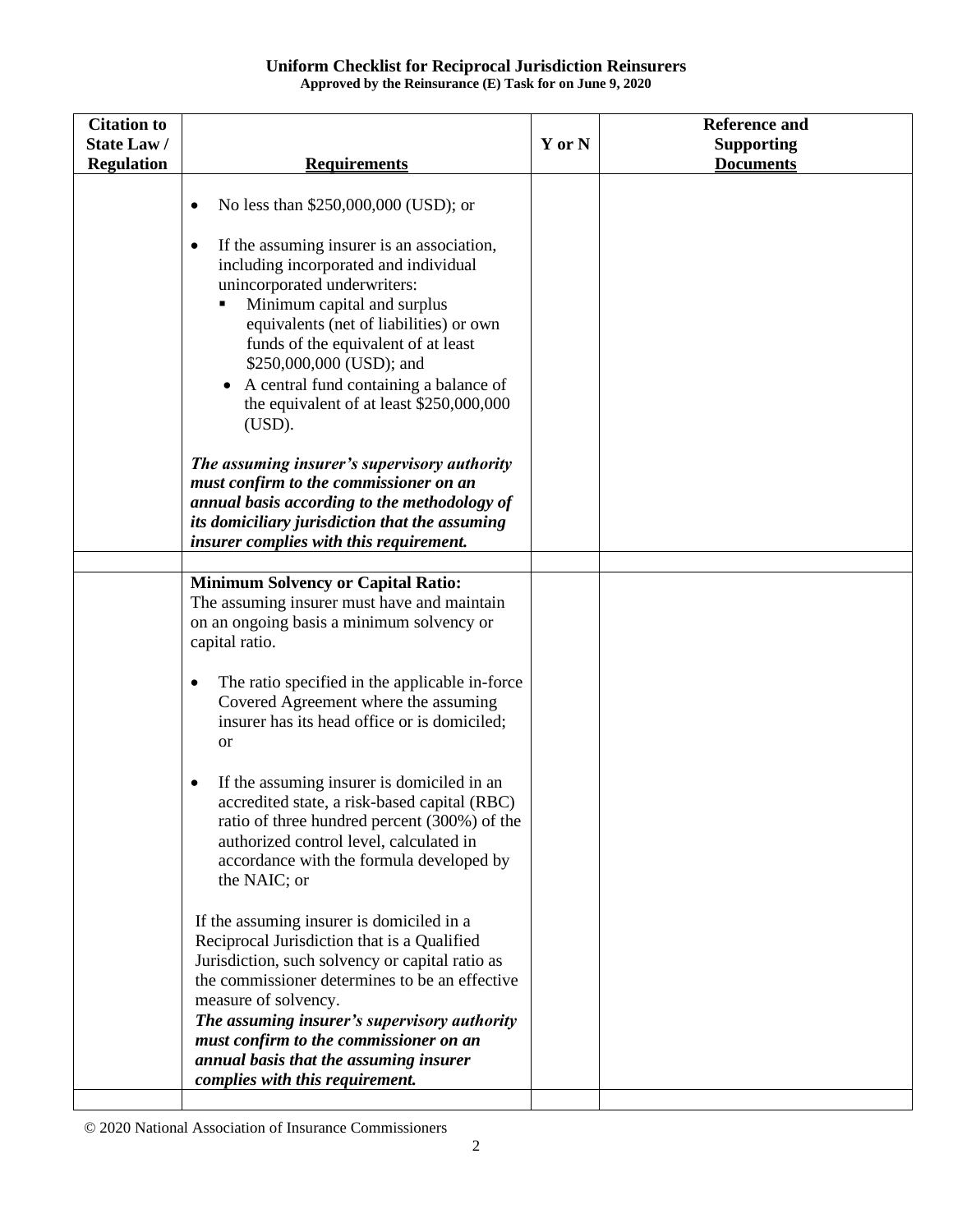**Uniform Checklist for Reciprocal Jurisdiction Reinsurers**
**Approved by the Reinsurance (E) Task for on June 9, 2020**

| Citation to State Law / Regulation | Requirements | Y or N | Reference and Supporting Documents |
|---|---|---|---|
| | • No less than \$250,000,000 (USD); or<br><br>• If the assuming insurer is an association, including incorporated and individual unincorporated underwriters:<br>&nbsp;&nbsp;▪ Minimum capital and surplus equivalents (net of liabilities) or own funds of the equivalent of at least \$250,000,000 (USD); and<br>&nbsp;&nbsp;• A central fund containing a balance of the equivalent of at least \$250,000,000 (USD).<br><br>***The assuming insurer's supervisory authority must confirm to the commissioner on an annual basis according to the methodology of its domiciliary jurisdiction that the assuming insurer complies with this requirement.*** | | |
| | | | |
| | **Minimum Solvency or Capital Ratio:**<br>The assuming insurer must have and maintain on an ongoing basis a minimum solvency or capital ratio.<br><br>• The ratio specified in the applicable in-force Covered Agreement where the assuming insurer has its head office or is domiciled; or<br><br>• If the assuming insurer is domiciled in an accredited state, a risk-based capital (RBC) ratio of three hundred percent (300%) of the authorized control level, calculated in accordance with the formula developed by the NAIC; or<br><br>If the assuming insurer is domiciled in a Reciprocal Jurisdiction that is a Qualified Jurisdiction, such solvency or capital ratio as the commissioner determines to be an effective measure of solvency.<br>***The assuming insurer's supervisory authority must confirm to the commissioner on an annual basis that the assuming insurer complies with this requirement.*** | | |
| | | | |

© 2020 National Association of Insurance Commissioners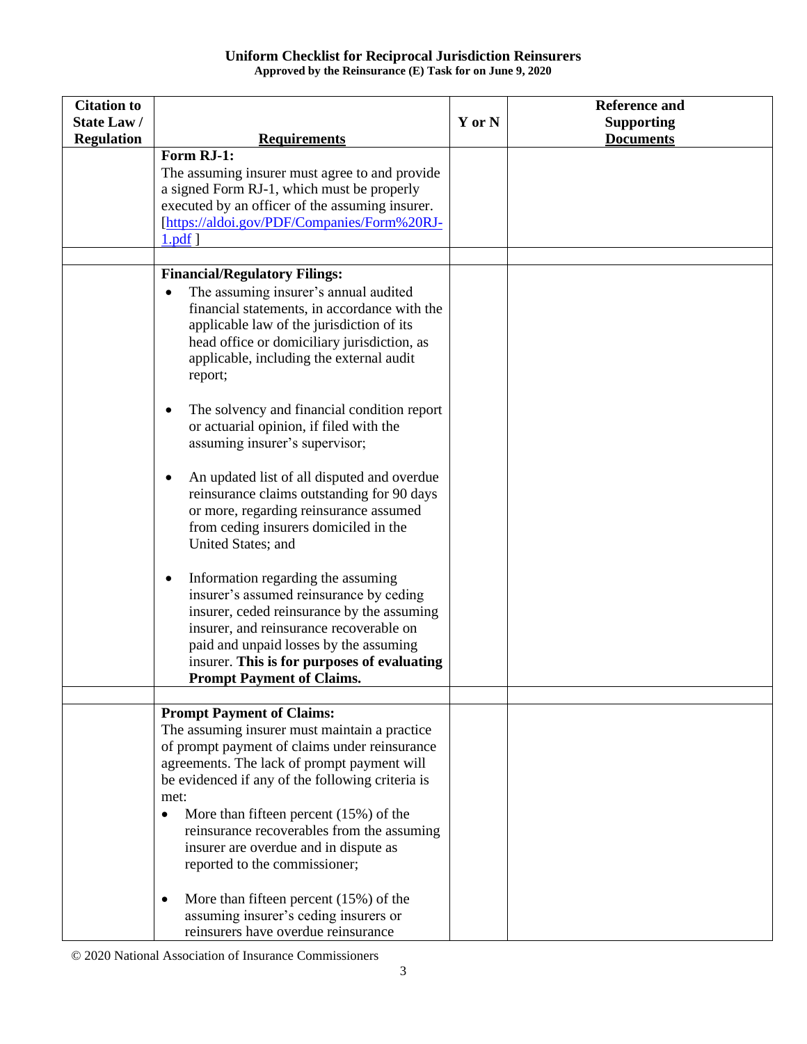# Uniform Checklist for Reciprocal Jurisdiction Reinsurers

**Approved by the Reinsurance (E) Task for on June 9, 2020**

| Citation to State Law / Regulation | Requirements | Y or N | Reference and Supporting Documents |
|---|---|---|---|
| | **Form RJ-1:**<br>The assuming insurer must agree to and provide a signed Form RJ-1, which must be properly executed by an officer of the assuming insurer. [https://aldoi.gov/PDF/Companies/Form%20RJ-1.pdf ] | | |
| | | | |
| | **Financial/Regulatory Filings:**<br>• The assuming insurer's annual audited financial statements, in accordance with the applicable law of the jurisdiction of its head office or domiciliary jurisdiction, as applicable, including the external audit report;<br>• The solvency and financial condition report or actuarial opinion, if filed with the assuming insurer's supervisor;<br>• An updated list of all disputed and overdue reinsurance claims outstanding for 90 days or more, regarding reinsurance assumed from ceding insurers domiciled in the United States; and<br>• Information regarding the assuming insurer's assumed reinsurance by ceding insurer, ceded reinsurance by the assuming insurer, and reinsurance recoverable on paid and unpaid losses by the assuming insurer. **This is for purposes of evaluating Prompt Payment of Claims.** | | |
| | | | |
| | **Prompt Payment of Claims:**<br>The assuming insurer must maintain a practice of prompt payment of claims under reinsurance agreements. The lack of prompt payment will be evidenced if any of the following criteria is met:<br>• More than fifteen percent (15%) of the reinsurance recoverables from the assuming insurer are overdue and in dispute as reported to the commissioner;<br>• More than fifteen percent (15%) of the assuming insurer's ceding insurers or reinsurers have overdue reinsurance | | |

© 2020 National Association of Insurance Commissioners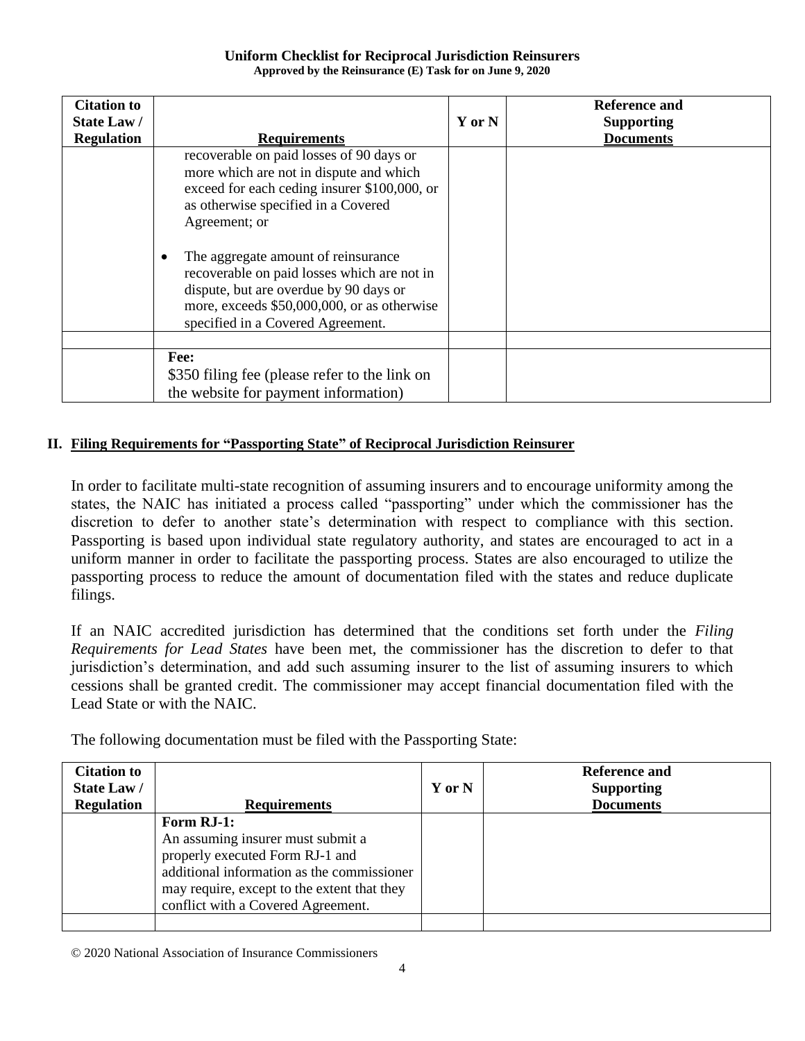| Citation to State Law / Regulation | Requirements | Y or N | Reference and Supporting Documents |
|---|---|---|---|
| | recoverable on paid losses of 90 days or more which are not in dispute and which exceed for each ceding insurer \$100,000, or as otherwise specified in a Covered Agreement; or<br><br>• The aggregate amount of reinsurance recoverable on paid losses which are not in dispute, but are overdue by 90 days or more, exceeds \$50,000,000, or as otherwise specified in a Covered Agreement. | | |
| | | | |
| | **Fee:**<br>\$350 filing fee (please refer to the link on the website for payment information) | | |

## II. Filing Requirements for "Passporting State" of Reciprocal Jurisdiction Reinsurer

In order to facilitate multi-state recognition of assuming insurers and to encourage uniformity among the states, the NAIC has initiated a process called "passporting" under which the commissioner has the discretion to defer to another state's determination with respect to compliance with this section. Passporting is based upon individual state regulatory authority, and states are encouraged to act in a uniform manner in order to facilitate the passporting process. States are also encouraged to utilize the passporting process to reduce the amount of documentation filed with the states and reduce duplicate filings.

If an NAIC accredited jurisdiction has determined that the conditions set forth under the *Filing Requirements for Lead States* have been met, the commissioner has the discretion to defer to that jurisdiction's determination, and add such assuming insurer to the list of assuming insurers to which cessions shall be granted credit. The commissioner may accept financial documentation filed with the Lead State or with the NAIC.

The following documentation must be filed with the Passporting State:

| Citation to State Law / Regulation | Requirements | Y or N | Reference and Supporting Documents |
|---|---|---|---|
| | **Form RJ-1:**<br>An assuming insurer must submit a properly executed Form RJ-1 and additional information as the commissioner may require, except to the extent that they conflict with a Covered Agreement. | | |
| | | | |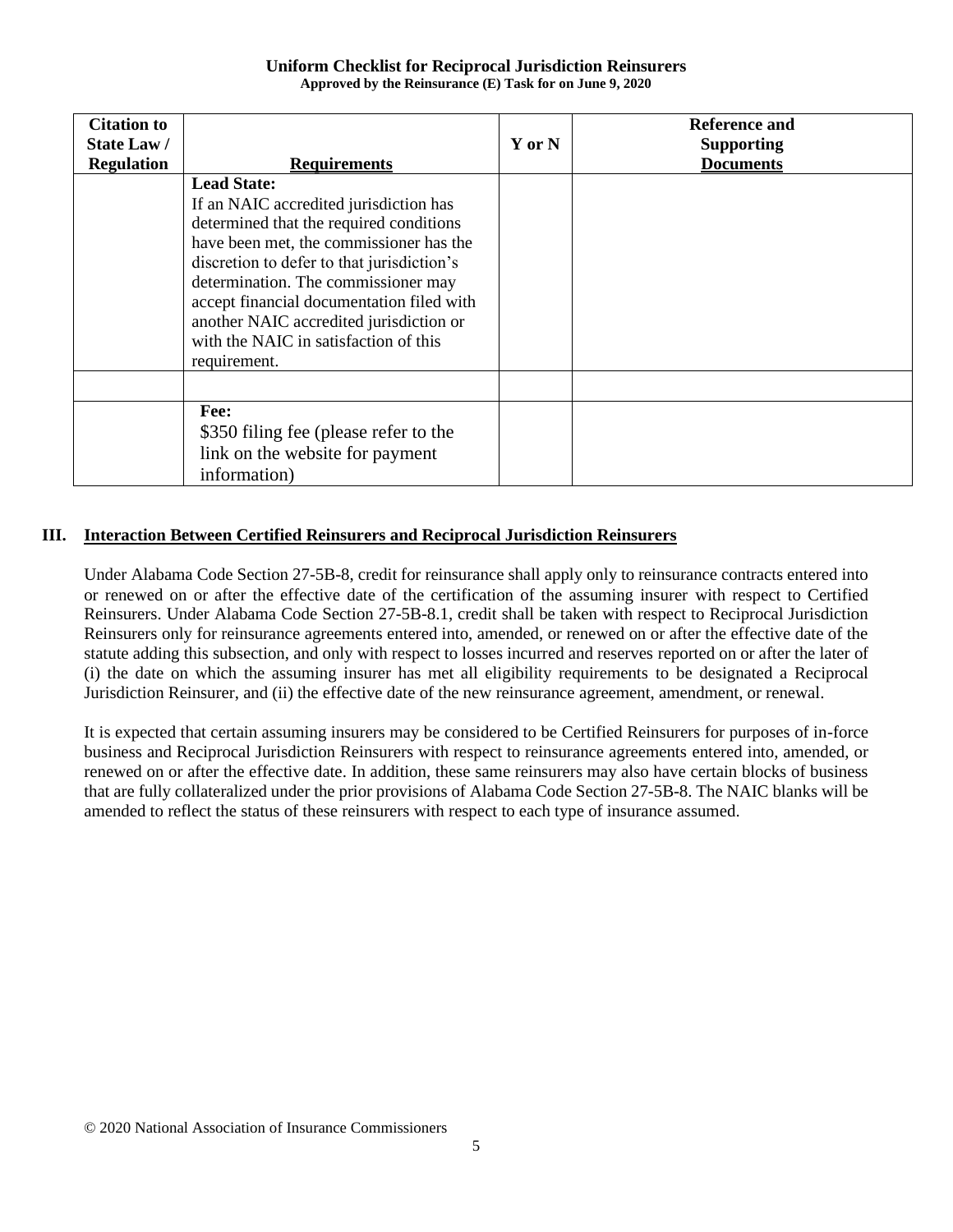| Citation to State Law / Regulation | Requirements | Y or N | Reference and Supporting Documents |
|---|---|---|---|
| | **Lead State:** If an NAIC accredited jurisdiction has determined that the required conditions have been met, the commissioner has the discretion to defer to that jurisdiction's determination. The commissioner may accept financial documentation filed with another NAIC accredited jurisdiction or with the NAIC in satisfaction of this requirement. | | |
| | | | |
| | **Fee:** $350 filing fee (please refer to the link on the website for payment information) | | |

## III. Interaction Between Certified Reinsurers and Reciprocal Jurisdiction Reinsurers

Under Alabama Code Section 27-5B-8, credit for reinsurance shall apply only to reinsurance contracts entered into or renewed on or after the effective date of the certification of the assuming insurer with respect to Certified Reinsurers. Under Alabama Code Section 27-5B-8.1, credit shall be taken with respect to Reciprocal Jurisdiction Reinsurers only for reinsurance agreements entered into, amended, or renewed on or after the effective date of the statute adding this subsection, and only with respect to losses incurred and reserves reported on or after the later of (i) the date on which the assuming insurer has met all eligibility requirements to be designated a Reciprocal Jurisdiction Reinsurer, and (ii) the effective date of the new reinsurance agreement, amendment, or renewal.

It is expected that certain assuming insurers may be considered to be Certified Reinsurers for purposes of in-force business and Reciprocal Jurisdiction Reinsurers with respect to reinsurance agreements entered into, amended, or renewed on or after the effective date. In addition, these same reinsurers may also have certain blocks of business that are fully collateralized under the prior provisions of Alabama Code Section 27-5B-8. The NAIC blanks will be amended to reflect the status of these reinsurers with respect to each type of insurance assumed.